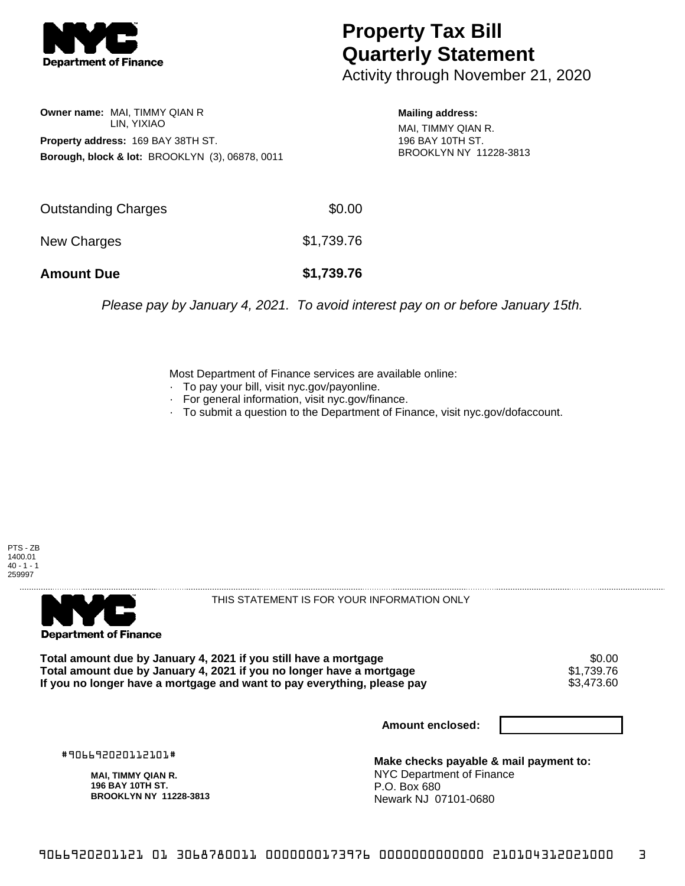# Property Tax Bill Quarterly Statement

Activity through November 21, 2020

**Owner name:** MAI, TIMMY QIAN R
LIN, YIXIAO

**Property address:** 169 BAY 38TH ST.

**Borough, block & lot:** BROOKLYN (3), 06878, 0011

**Mailing address:**
MAI, TIMMY QIAN R.
196 BAY 10TH ST.
BROOKLYN NY 11228-3813

| | |
|---|---|
| Outstanding Charges | $0.00 |
| New Charges | $1,739.76 |
| **Amount Due** | **$1,739.76** |

*Please pay by January 4, 2021. To avoid interest pay on or before January 15th.*

Most Department of Finance services are available online:

- To pay your bill, visit nyc.gov/payonline.
- For general information, visit nyc.gov/finance.
- To submit a question to the Department of Finance, visit nyc.gov/dofaccount.

PTS - ZB
1400.01
40 - 1 - 1
259997

THIS STATEMENT IS FOR YOUR INFORMATION ONLY

| | |
|---|---|
| **Total amount due by January 4, 2021 if you still have a mortgage** | $0.00 |
| **Total amount due by January 4, 2021 if you no longer have a mortgage** | $1,739.76 |
| **If you no longer have a mortgage and want to pay everything, please pay** | $3,473.60 |

**Amount enclosed:**

#906692020112101#

**MAI, TIMMY QIAN R.**
**196 BAY 10TH ST.**
**BROOKLYN NY 11228-3813**

**Make checks payable & mail payment to:**
NYC Department of Finance
P.O. Box 680
Newark NJ 07101-0680

9066920201121 01 3068780011 0000000173976 0000000000000 210104312021000 3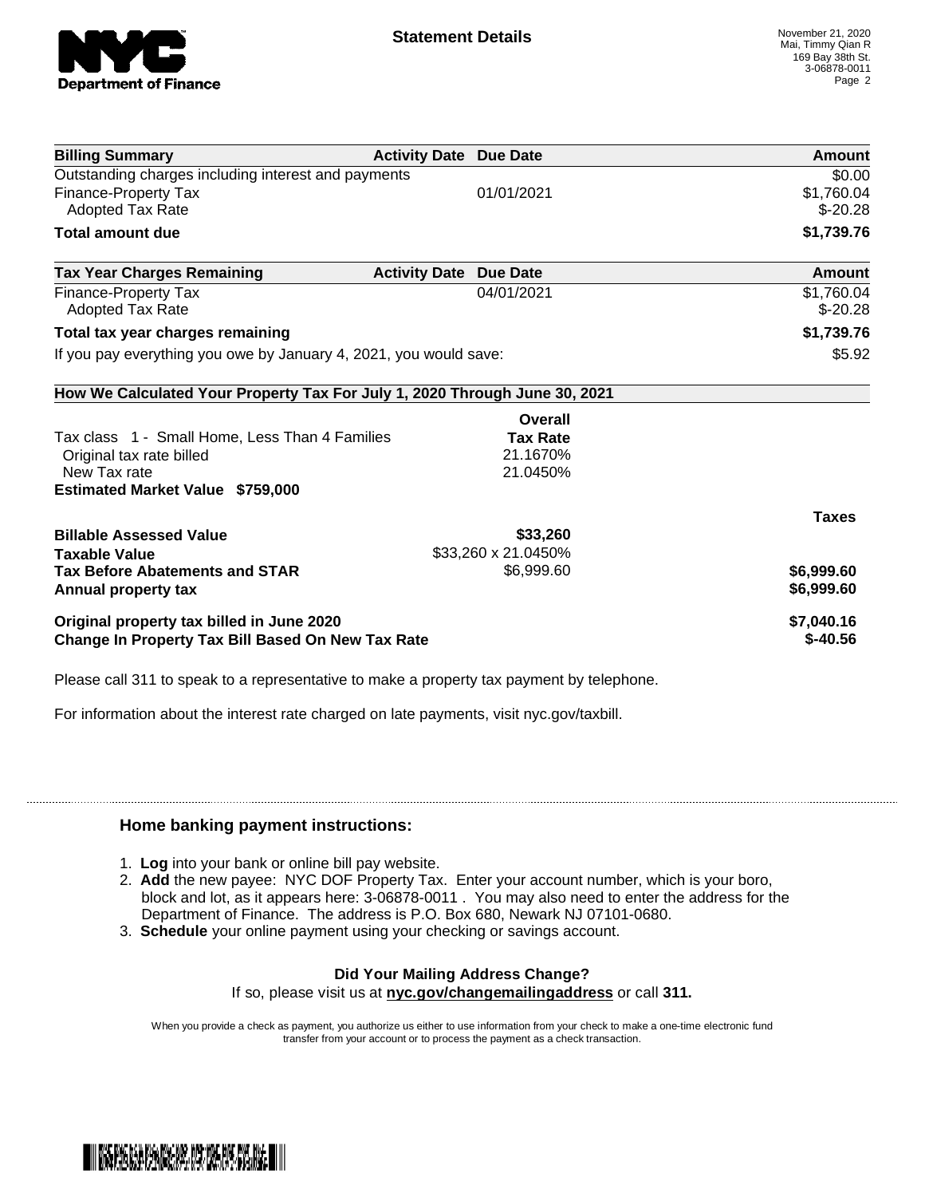**Statement Details**

November 21, 2020
Mai, Timmy Qian R
169 Bay 38th St.
3-06878-0011
Page 2

| Billing Summary | Activity Date | Due Date | Amount |
| --- | --- | --- | --- |
| Outstanding charges including interest and payments | | | $0.00 |
| Finance-Property Tax | | 01/01/2021 | $1,760.04 |
| Adopted Tax Rate | | | $-20.28 |
| **Total amount due** | | | **$1,739.76** |

| Tax Year Charges Remaining | Activity Date | Due Date | Amount |
| --- | --- | --- | --- |
| Finance-Property Tax | | 04/01/2021 | $1,760.04 |
| Adopted Tax Rate | | | $-20.28 |
| **Total tax year charges remaining** | | | **$1,739.76** |
| If you pay everything you owe by January 4, 2021, you would save: | | | $5.92 |

**How We Calculated Your Property Tax For July 1, 2020 Through June 30, 2021**

| | Overall Tax Rate | Taxes |
| --- | --- | --- |
| Tax class 1 - Small Home, Less Than 4 Families | | |
| Original tax rate billed | 21.1670% | |
| New Tax rate | 21.0450% | |
| **Estimated Market Value $759,000** | | |
| **Billable Assessed Value** | **$33,260** | |
| **Taxable Value** | $33,260 x 21.0450% | |
| **Tax Before Abatements and STAR** | $6,999.60 | **$6,999.60** |
| **Annual property tax** | | **$6,999.60** |
| **Original property tax billed in June 2020** | | **$7,040.16** |
| **Change In Property Tax Bill Based On New Tax Rate** | | **$-40.56** |

Please call 311 to speak to a representative to make a property tax payment by telephone.

For information about the interest rate charged on late payments, visit nyc.gov/taxbill.

### Home banking payment instructions:

1. **Log** into your bank or online bill pay website.
2. **Add** the new payee: NYC DOF Property Tax. Enter your account number, which is your boro, block and lot, as it appears here: 3-06878-0011 . You may also need to enter the address for the Department of Finance. The address is P.O. Box 680, Newark NJ 07101-0680.
3. **Schedule** your online payment using your checking or savings account.

**Did Your Mailing Address Change?**
If so, please visit us at **nyc.gov/changemailingaddress** or call **311.**

When you provide a check as payment, you authorize us either to use information from your check to make a one-time electronic fund transfer from your account or to process the payment as a check transaction.